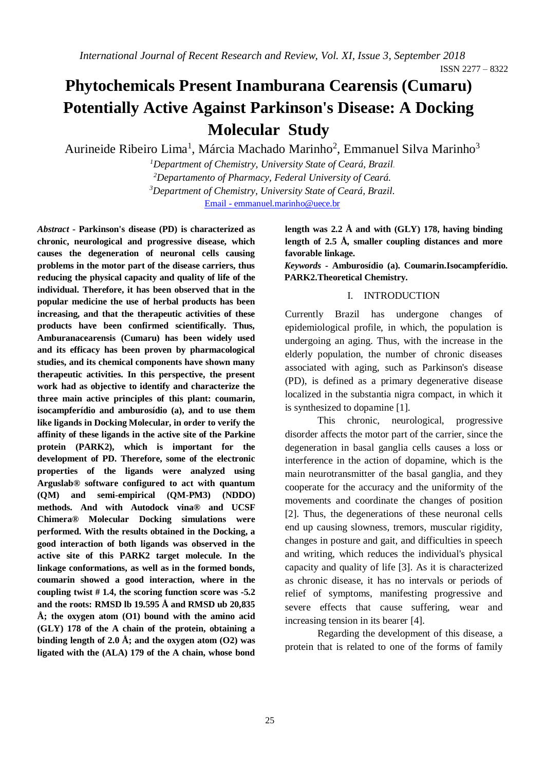# Phytochemicals Present Inamburana Cearensis (Cumaru) Potentially Active Against Parkinson's Disease: A Docking Molecular Study

Aurineide Ribeiro Lima[1], Márcia Machado Marinho[2], Emmanuel Silva Marinho[3]

[1]*Department of Chemistry, University State of Ceará, Brazil.*
[2]*Departamento of Pharmacy, Federal University of Ceará.*
[3]*Department of Chemistry, University State of Ceará, Brazil.*
Email - emmanuel.marinho@uece.br

***Abstract* - Parkinson's disease (PD) is characterized as chronic, neurological and progressive disease, which causes the degeneration of neuronal cells causing problems in the motor part of the disease carriers, thus reducing the physical capacity and quality of life of the individual. Therefore, it has been observed that in the popular medicine the use of herbal products has been increasing, and that the therapeutic activities of these products have been confirmed scientifically. Thus, Amburanacearensis (Cumaru) has been widely used and its efficacy has been proven by pharmacological studies, and its chemical components have shown many therapeutic activities. In this perspective, the present work had as objective to identify and characterize the three main active principles of this plant: coumarin, isocampferídio and amburosídio (a), and to use them like ligands in Docking Molecular, in order to verify the affinity of these ligands in the active site of the Parkine protein (PARK2), which is important for the development of PD. Therefore, some of the electronic properties of the ligands were analyzed using Arguslab® software configured to act with quantum (QM) and semi-empirical (QM-PM3) (NDDO) methods. And with Autodock vina® and UCSF Chimera® Molecular Docking simulations were performed. With the results obtained in the Docking, a good interaction of both ligands was observed in the active site of this PARK2 target molecule. In the linkage conformations, as well as in the formed bonds, coumarin showed a good interaction, where in the coupling twist # 1.4, the scoring function score was -5.2 and the roots: RMSD lb 19.595 Å and RMSD ub 20,835 Å; the oxygen atom (O1) bound with the amino acid (GLY) 178 of the A chain of the protein, obtaining a binding length of 2.0 Å; and the oxygen atom (O2) was ligated with the (ALA) 179 of the A chain, whose bond length was 2.2 Å and with (GLY) 178, having binding length of 2.5 Å, smaller coupling distances and more favorable linkage.**

***Keywords* - Amburosídio (a). Coumarin.Isocampferídio. PARK2.Theoretical Chemistry.**

## I. INTRODUCTION

Currently Brazil has undergone changes of epidemiological profile, in which, the population is undergoing an aging. Thus, with the increase in the elderly population, the number of chronic diseases associated with aging, such as Parkinson's disease (PD), is defined as a primary degenerative disease localized in the substantia nigra compact, in which it is synthesized to dopamine [1].

This chronic, neurological, progressive disorder affects the motor part of the carrier, since the degeneration in basal ganglia cells causes a loss or interference in the action of dopamine, which is the main neurotransmitter of the basal ganglia, and they cooperate for the accuracy and the uniformity of the movements and coordinate the changes of position [2]. Thus, the degenerations of these neuronal cells end up causing slowness, tremors, muscular rigidity, changes in posture and gait, and difficulties in speech and writing, which reduces the individual's physical capacity and quality of life [3]. As it is characterized as chronic disease, it has no intervals or periods of relief of symptoms, manifesting progressive and severe effects that cause suffering, wear and increasing tension in its bearer [4].

Regarding the development of this disease, a protein that is related to one of the forms of family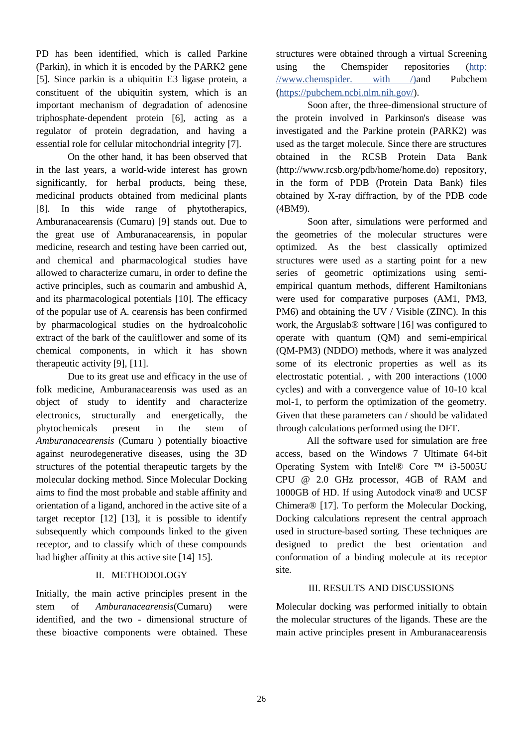PD has been identified, which is called Parkine (Parkin), in which it is encoded by the PARK2 gene [5]. Since parkin is a ubiquitin E3 ligase protein, a constituent of the ubiquitin system, which is an important mechanism of degradation of adenosine triphosphate-dependent protein [6], acting as a regulator of protein degradation, and having a essential role for cellular mitochondrial integrity [7].

On the other hand, it has been observed that in the last years, a world-wide interest has grown significantly, for herbal products, being these, medicinal products obtained from medicinal plants [8]. In this wide range of phytotherapics, Amburanacearensis (Cumaru) [9] stands out. Due to the great use of Amburanacearensis, in popular medicine, research and testing have been carried out, and chemical and pharmacological studies have allowed to characterize cumaru, in order to define the active principles, such as coumarin and ambushid A, and its pharmacological potentials [10]. The efficacy of the popular use of A. cearensis has been confirmed by pharmacological studies on the hydroalcoholic extract of the bark of the cauliflower and some of its chemical components, in which it has shown therapeutic activity [9], [11].

Due to its great use and efficacy in the use of folk medicine, Amburanacearensis was used as an object of study to identify and characterize electronics, structurally and energetically, the phytochemicals present in the stem of *Amburanacearensis* (Cumaru ) potentially bioactive against neurodegenerative diseases, using the 3D structures of the potential therapeutic targets by the molecular docking method. Since Molecular Docking aims to find the most probable and stable affinity and orientation of a ligand, anchored in the active site of a target receptor [12] [13], it is possible to identify subsequently which compounds linked to the given receptor, and to classify which of these compounds had higher affinity at this active site [14] 15].

## II. METHODOLOGY

Initially, the main active principles present in the stem of *Amburanacearensis*(Cumaru) were identified, and the two - dimensional structure of these bioactive components were obtained. These structures were obtained through a virtual Screening using the Chemspider repositories (http: //www.chemspider. with /)and Pubchem (https://pubchem.ncbi.nlm.nih.gov/).

Soon after, the three-dimensional structure of the protein involved in Parkinson's disease was investigated and the Parkine protein (PARK2) was used as the target molecule. Since there are structures obtained in the RCSB Protein Data Bank (http://www.rcsb.org/pdb/home/home.do) repository, in the form of PDB (Protein Data Bank) files obtained by X-ray diffraction, by of the PDB code (4BM9).

Soon after, simulations were performed and the geometries of the molecular structures were optimized. As the best classically optimized structures were used as a starting point for a new series of geometric optimizations using semi-empirical quantum methods, different Hamiltonians were used for comparative purposes (AM1, PM3, PM6) and obtaining the UV / Visible (ZINC). In this work, the Arguslab® software [16] was configured to operate with quantum (QM) and semi-empirical (QM-PM3) (NDDO) methods, where it was analyzed some of its electronic properties as well as its electrostatic potential. , with 200 interactions (1000 cycles) and with a convergence value of 10-10 kcal mol-1, to perform the optimization of the geometry. Given that these parameters can / should be validated through calculations performed using the DFT.

All the software used for simulation are free access, based on the Windows 7 Ultimate 64-bit Operating System with Intel® Core ™ i3-5005U CPU @ 2.0 GHz processor, 4GB of RAM and 1000GB of HD. If using Autodock vina® and UCSF Chimera® [17]. To perform the Molecular Docking, Docking calculations represent the central approach used in structure-based sorting. These techniques are designed to predict the best orientation and conformation of a binding molecule at its receptor site.

## III. RESULTS AND DISCUSSIONS

Molecular docking was performed initially to obtain the molecular structures of the ligands. These are the main active principles present in Amburanacearensis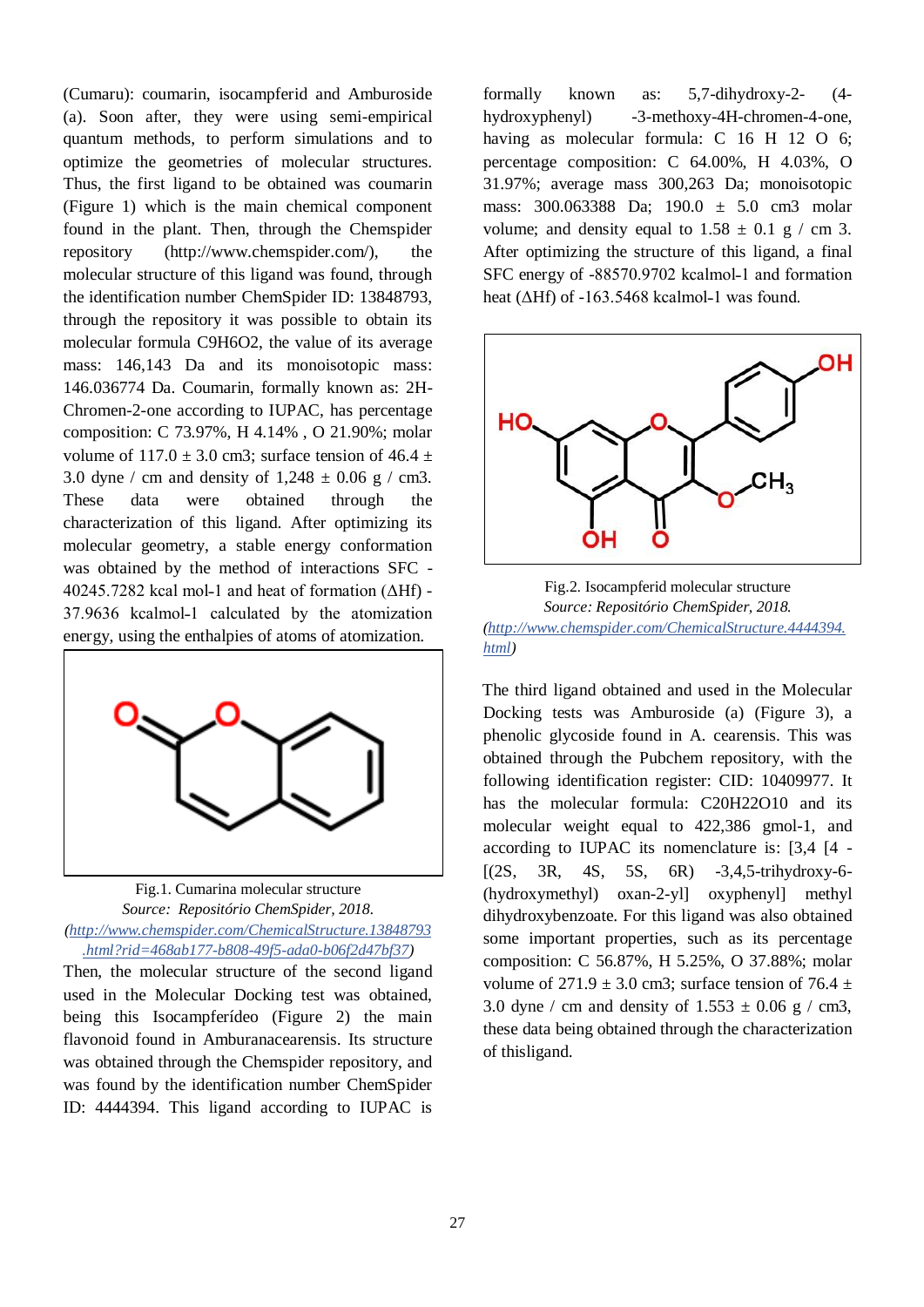(Cumaru): coumarin, isocampferid and Amburoside (a). Soon after, they were using semi-empirical quantum methods, to perform simulations and to optimize the geometries of molecular structures. Thus, the first ligand to be obtained was coumarin (Figure 1) which is the main chemical component found in the plant. Then, through the Chemspider repository (http://www.chemspider.com/), the molecular structure of this ligand was found, through the identification number ChemSpider ID: 13848793, through the repository it was possible to obtain its molecular formula $C_9H_6O_2$, the value of its average mass: 146,143 Da and its monoisotopic mass: 146.036774 Da. Coumarin, formally known as: 2H-Chromen-2-one according to IUPAC, has percentage composition: C 73.97%, H 4.14% , O 21.90%; molar volume of 117.0 ± 3.0 cm3; surface tension of 46.4 ± 3.0 dyne / cm and density of 1,248 ± 0.06 g / cm3. These data were obtained through the characterization of this ligand. After optimizing its molecular geometry, a stable energy conformation was obtained by the method of interactions SFC -40245.7282 kcal mol-1 and heat of formation (ΔHf) -37.9636 kcalmol-1 calculated by the atomization energy, using the enthalpies of atoms of atomization.

Fig.1. Cumarina molecular structure
*Source: Repositório ChemSpider, 2018.*
*(http://www.chemspider.com/ChemicalStructure.13848793.html?rid=468ab177-b808-49f5-ada0-b06f2d47bf37)*

Then, the molecular structure of the second ligand used in the Molecular Docking test was obtained, being this Isocampferídeo (Figure 2) the main flavonoid found in Amburanacearensis. Its structure was obtained through the Chemspider repository, and was found by the identification number ChemSpider ID: 4444394. This ligand according to IUPAC is formally known as: 5,7-dihydroxy-2- (4-hydroxyphenyl) -3-methoxy-4H-chromen-4-one, having as molecular formula: C 16 H 12 O 6; percentage composition: C 64.00%, H 4.03%, O 31.97%; average mass 300,263 Da; monoisotopic mass: 300.063388 Da; 190.0 ± 5.0 cm3 molar volume; and density equal to 1.58 ± 0.1 g / cm 3. After optimizing the structure of this ligand, a final SFC energy of -88570.9702 kcalmol-1 and formation heat (ΔHf) of -163.5468 kcalmol-1 was found.

Fig.2. Isocampferid molecular structure
*Source: Repositório ChemSpider, 2018.*
*(http://www.chemspider.com/ChemicalStructure.4444394.html)*

The third ligand obtained and used in the Molecular Docking tests was Amburoside (a) (Figure 3), a phenolic glycoside found in A. cearensis. This was obtained through the Pubchem repository, with the following identification register: CID: 10409977. It has the molecular formula: $C_{20}H_{22}O_{10}$ and its molecular weight equal to 422,386 gmol-1, and according to IUPAC its nomenclature is: [3,4 [4 - [(2S, 3R, 4S, 5S, 6R) -3,4,5-trihydroxy-6-(hydroxymethyl) oxan-2-yl] oxyphenyl] methyl dihydroxybenzoate. For this ligand was also obtained some important properties, such as its percentage composition: C 56.87%, H 5.25%, O 37.88%; molar volume of 271.9 ± 3.0 cm3; surface tension of 76.4 ± 3.0 dyne / cm and density of 1.553 ± 0.06 g / cm3, these data being obtained through the characterization of thisligand.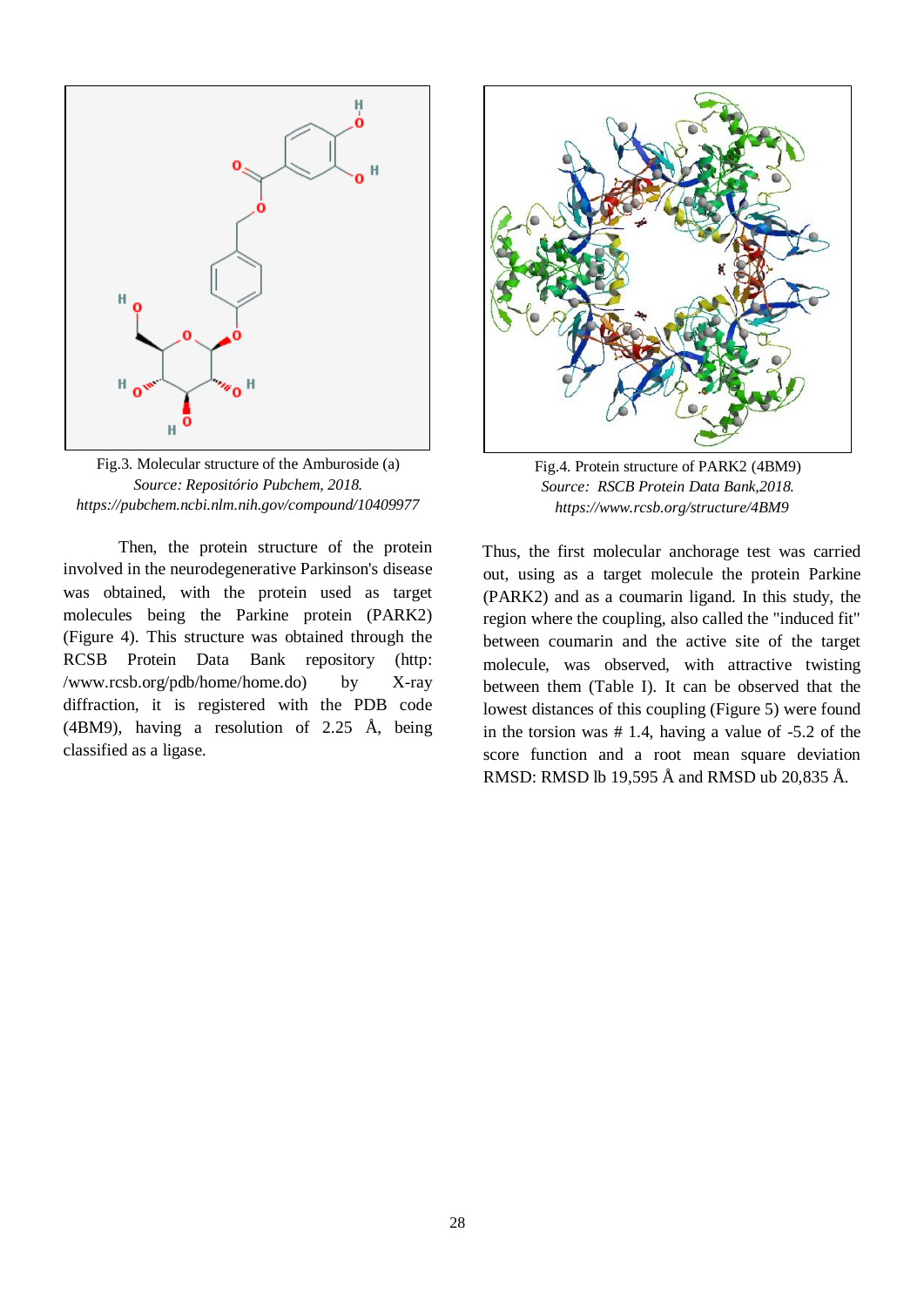Fig.3. Molecular structure of the Amburoside (a)
*Source: Repositório Pubchem, 2018.*
*https://pubchem.ncbi.nlm.nih.gov/compound/10409977*

Fig.4. Protein structure of PARK2 (4BM9)
*Source: RSCB Protein Data Bank,2018.*
*https://www.rcsb.org/structure/4BM9*

Then, the protein structure of the protein involved in the neurodegenerative Parkinson's disease was obtained, with the protein used as target molecules being the Parkine protein (PARK2) (Figure 4). This structure was obtained through the RCSB Protein Data Bank repository (http: /www.rcsb.org/pdb/home/home.do) by X-ray diffraction, it is registered with the PDB code (4BM9), having a resolution of 2.25 Å, being classified as a ligase.

Thus, the first molecular anchorage test was carried out, using as a target molecule the protein Parkine (PARK2) and as a coumarin ligand. In this study, the region where the coupling, also called the "induced fit" between coumarin and the active site of the target molecule, was observed, with attractive twisting between them (Table I). It can be observed that the lowest distances of this coupling (Figure 5) were found in the torsion was # 1.4, having a value of -5.2 of the score function and a root mean square deviation RMSD: RMSD lb 19,595 Å and RMSD ub 20,835 Å.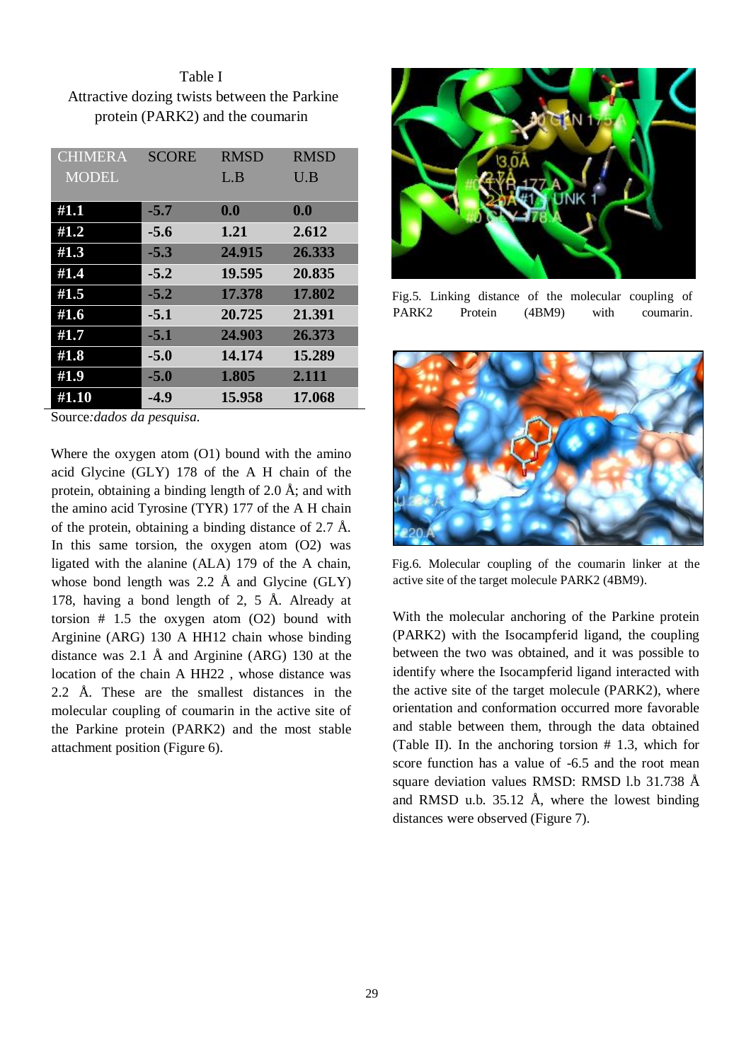Table I

Attractive dozing twists between the Parkine protein (PARK2) and the coumarin

| CHIMERA MODEL | SCORE | RMSD L.B | RMSD U.B |
|---|---|---|---|
| **#1.1** | **-5.7** | **0.0** | **0.0** |
| **#1.2** | **-5.6** | **1.21** | **2.612** |
| **#1.3** | **-5.3** | **24.915** | **26.333** |
| **#1.4** | **-5.2** | **19.595** | **20.835** |
| **#1.5** | **-5.2** | **17.378** | **17.802** |
| **#1.6** | **-5.1** | **20.725** | **21.391** |
| **#1.7** | **-5.1** | **24.903** | **26.373** |
| **#1.8** | **-5.0** | **14.174** | **15.289** |
| **#1.9** | **-5.0** | **1.805** | **2.111** |
| **#1.10** | **-4.9** | **15.958** | **17.068** |

Source:*dados da pesquisa.*

Where the oxygen atom (O1) bound with the amino acid Glycine (GLY) 178 of the A H chain of the protein, obtaining a binding length of 2.0 Å; and with the amino acid Tyrosine (TYR) 177 of the A H chain of the protein, obtaining a binding distance of 2.7 Å. In this same torsion, the oxygen atom (O2) was ligated with the alanine (ALA) 179 of the A chain, whose bond length was 2.2 Å and Glycine (GLY) 178, having a bond length of 2, 5 Å. Already at torsion # 1.5 the oxygen atom (O2) bound with Arginine (ARG) 130 A HH12 chain whose binding distance was 2.1 Å and Arginine (ARG) 130 at the location of the chain A HH22 , whose distance was 2.2 Å. These are the smallest distances in the molecular coupling of coumarin in the active site of the Parkine protein (PARK2) and the most stable attachment position (Figure 6).

Fig.5. Linking distance of the molecular coupling of PARK2 Protein (4BM9) with coumarin.

Fig.6. Molecular coupling of the coumarin linker at the active site of the target molecule PARK2 (4BM9).

With the molecular anchoring of the Parkine protein (PARK2) with the Isocampferid ligand, the coupling between the two was obtained, and it was possible to identify where the Isocampferid ligand interacted with the active site of the target molecule (PARK2), where orientation and conformation occurred more favorable and stable between them, through the data obtained (Table II). In the anchoring torsion # 1.3, which for score function has a value of -6.5 and the root mean square deviation values RMSD: RMSD l.b 31.738 Å and RMSD u.b. 35.12 Å, where the lowest binding distances were observed (Figure 7).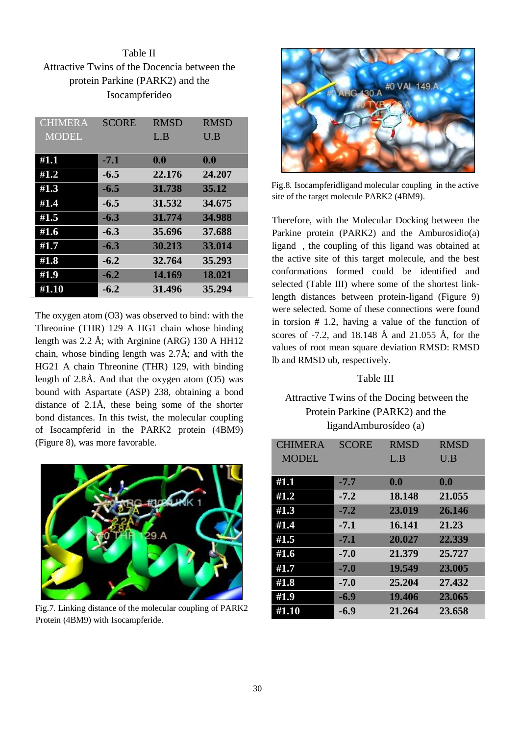Table II
Attractive Twins of the Docencia between the protein Parkine (PARK2) and the Isocampferídeo

| CHIMERA MODEL | SCORE | RMSD L.B | RMSD U.B |
|---|---|---|---|
| **#1.1** | **-7.1** | **0.0** | **0.0** |
| **#1.2** | **-6.5** | **22.176** | **24.207** |
| **#1.3** | **-6.5** | **31.738** | **35.12** |
| **#1.4** | **-6.5** | **31.532** | **34.675** |
| **#1.5** | **-6.3** | **31.774** | **34.988** |
| **#1.6** | **-6.3** | **35.696** | **37.688** |
| **#1.7** | **-6.3** | **30.213** | **33.014** |
| **#1.8** | **-6.2** | **32.764** | **35.293** |
| **#1.9** | **-6.2** | **14.169** | **18.021** |
| **#1.10** | **-6.2** | **31.496** | **35.294** |

The oxygen atom (O3) was observed to bind: with the Threonine (THR) 129 A HG1 chain whose binding length was 2.2 Å; with Arginine (ARG) 130 A HH12 chain, whose binding length was 2.7Å; and with the HG21 A chain Threonine (THR) 129, with binding length of 2.8Å. And that the oxygen atom (O5) was bound with Aspartate (ASP) 238, obtaining a bond distance of 2.1Å, these being some of the shorter bond distances. In this twist, the molecular coupling of Isocampferid in the PARK2 protein (4BM9) (Figure 8), was more favorable.

Fig.7. Linking distance of the molecular coupling of PARK2 Protein (4BM9) with Isocampferide.

Fig.8. Isocampferidligand molecular coupling in the active site of the target molecule PARK2 (4BM9).

Therefore, with the Molecular Docking between the Parkine protein (PARK2) and the Amburosidio(a) ligand , the coupling of this ligand was obtained at the active site of this target molecule, and the best conformations formed could be identified and selected (Table III) where some of the shortest link-length distances between protein-ligand (Figure 9) were selected. Some of these connections were found in torsion # 1.2, having a value of the function of scores of -7.2, and 18.148 Å and 21.055 Å, for the values of root mean square deviation RMSD: RMSD lb and RMSD ub, respectively.

Table III
Attractive Twins of the Docing between the Protein Parkine (PARK2) and the ligandAmburosídeo (a)

| CHIMERA MODEL | SCORE | RMSD L.B | RMSD U.B |
|---|---|---|---|
| **#1.1** | **-7.7** | **0.0** | **0.0** |
| **#1.2** | **-7.2** | **18.148** | **21.055** |
| **#1.3** | **-7.2** | **23.019** | **26.146** |
| **#1.4** | **-7.1** | **16.141** | **21.23** |
| **#1.5** | **-7.1** | **20.027** | **22.339** |
| **#1.6** | **-7.0** | **21.379** | **25.727** |
| **#1.7** | **-7.0** | **19.549** | **23.005** |
| **#1.8** | **-7.0** | **25.204** | **27.432** |
| **#1.9** | **-6.9** | **19.406** | **23.065** |
| **#1.10** | **-6.9** | **21.264** | **23.658** |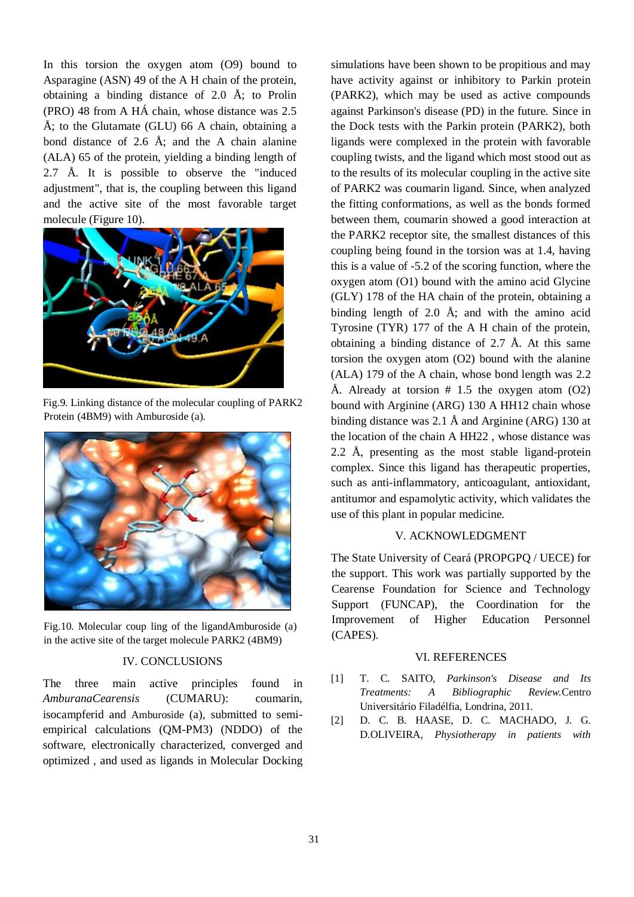In this torsion the oxygen atom (O9) bound to Asparagine (ASN) 49 of the A H chain of the protein, obtaining a binding distance of 2.0 Å; to Prolin (PRO) 48 from A HÁ chain, whose distance was 2.5 Å; to the Glutamate (GLU) 66 A chain, obtaining a bond distance of 2.6 Å; and the A chain alanine (ALA) 65 of the protein, yielding a binding length of 2.7 Å. It is possible to observe the "induced adjustment", that is, the coupling between this ligand and the active site of the most favorable target molecule (Figure 10).

Fig.9. Linking distance of the molecular coupling of PARK2 Protein (4BM9) with Amburoside (a).

Fig.10. Molecular coup ling of the ligandAmburoside (a) in the active site of the target molecule PARK2 (4BM9)

## IV. CONCLUSIONS

The three main active principles found in *AmburanaCearensis* (CUMARU): coumarin, isocampferid and Amburoside (a), submitted to semi-empirical calculations (QM-PM3) (NDDO) of the software, electronically characterized, converged and optimized , and used as ligands in Molecular Docking simulations have been shown to be propitious and may have activity against or inhibitory to Parkin protein (PARK2), which may be used as active compounds against Parkinson's disease (PD) in the future. Since in the Dock tests with the Parkin protein (PARK2), both ligands were complexed in the protein with favorable coupling twists, and the ligand which most stood out as to the results of its molecular coupling in the active site of PARK2 was coumarin ligand. Since, when analyzed the fitting conformations, as well as the bonds formed between them, coumarin showed a good interaction at the PARK2 receptor site, the smallest distances of this coupling being found in the torsion was at 1.4, having this is a value of -5.2 of the scoring function, where the oxygen atom (O1) bound with the amino acid Glycine (GLY) 178 of the HA chain of the protein, obtaining a binding length of 2.0 Å; and with the amino acid Tyrosine (TYR) 177 of the A H chain of the protein, obtaining a binding distance of 2.7 Å. At this same torsion the oxygen atom (O2) bound with the alanine (ALA) 179 of the A chain, whose bond length was 2.2 Å. Already at torsion # 1.5 the oxygen atom (O2) bound with Arginine (ARG) 130 A HH12 chain whose binding distance was 2.1 Å and Arginine (ARG) 130 at the location of the chain A HH22 , whose distance was 2.2 Å, presenting as the most stable ligand-protein complex. Since this ligand has therapeutic properties, such as anti-inflammatory, anticoagulant, antioxidant, antitumor and espamolytic activity, which validates the use of this plant in popular medicine.

## V. ACKNOWLEDGMENT

The State University of Ceará (PROPGPQ / UECE) for the support. This work was partially supported by the Cearense Foundation for Science and Technology Support (FUNCAP), the Coordination for the Improvement of Higher Education Personnel (CAPES).

## VI. REFERENCES

[1] T. C. SAITO, *Parkinson's Disease and Its Treatments: A Bibliographic Review.*Centro Universitário Filadélfia, Londrina, 2011.

[2] D. C. B. HAASE, D. C. MACHADO, J. G. D.OLIVEIRA, *Physiotherapy in patients with*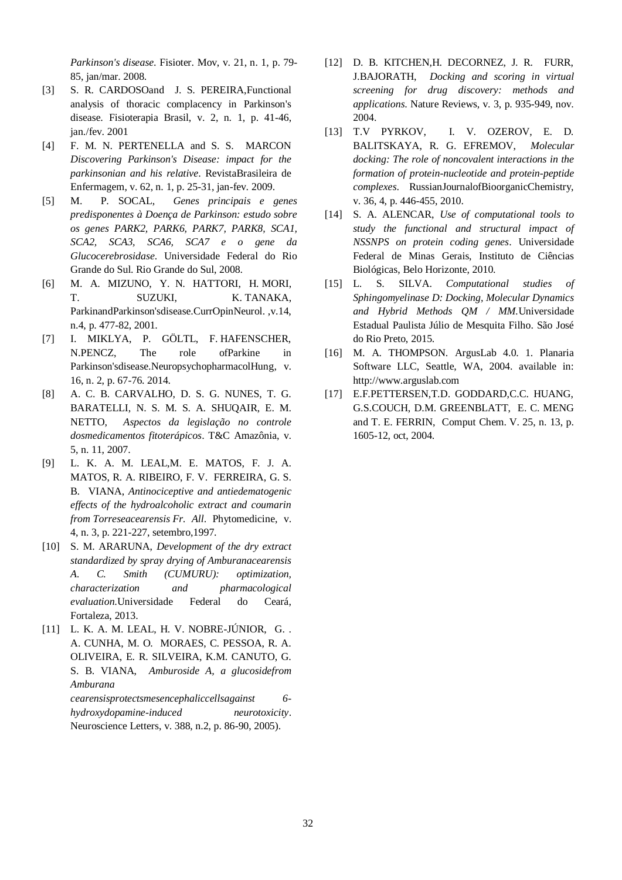*Parkinson's disease.* Fisioter. Mov, v. 21, n. 1, p. 79-85, jan/mar. 2008.

[3] S. R. CARDOSOand J. S. PEREIRA,Functional analysis of thoracic complacency in Parkinson's disease. Fisioterapia Brasil, v. 2, n. 1, p. 41-46, jan./fev. 2001

[4] F. M. N. PERTENELLA and S. S. MARCON *Discovering Parkinson's Disease: impact for the parkinsonian and his relative*. RevistaBrasileira de Enfermagem, v. 62, n. 1, p. 25-31, jan-fev. 2009.

[5] M. P. SOCAL, *Genes principais e genes predisponentes à Doença de Parkinson: estudo sobre os genes PARK2, PARK6, PARK7, PARK8, SCA1, SCA2, SCA3, SCA6, SCA7 e o gene da Glucocerebrosidase*. Universidade Federal do Rio Grande do Sul. Rio Grande do Sul, 2008.

[6] M. A. MIZUNO, Y. N. HATTORI, H. MORI, T. SUZUKI, K. TANAKA, ParkinandParkinson'sdisease.CurrOpinNeurol. ,v.14, n.4, p. 477-82, 2001.

[7] I. MIKLYA, P. GÖLTL, F. HAFENSCHER, N.PENCZ, The role ofParkine in Parkinson'sdisease.NeuropsychopharmacolHung, v. 16, n. 2, p. 67-76. 2014.

[8] A. C. B. CARVALHO, D. S. G. NUNES, T. G. BARATELLI, N. S. M. S. A. SHUQAIR, E. M. NETTO, *Aspectos da legislação no controle dosmedicamentos fitoterápicos*. T&C Amazônia, v. 5, n. 11, 2007.

[9] L. K. A. M. LEAL,M. E. MATOS, F. J. A. MATOS, R. A. RIBEIRO, F. V. FERREIRA, G. S. B. VIANA, *Antinociceptive and antiedematogenic effects of the hydroalcoholic extract and coumarin from Torreseacearensis Fr. All*. Phytomedicine, v. 4, n. 3, p. 221-227, setembro,1997.

[10] S. M. ARARUNA, *Development of the dry extract standardized by spray drying of Amburanacearensis A. C. Smith (CUMURU): optimization, characterization and pharmacological evaluation.*Universidade Federal do Ceará, Fortaleza, 2013.

[11] L. K. A. M. LEAL, H. V. NOBRE-JÚNIOR, G. . A. CUNHA, M. O. MORAES, C. PESSOA, R. A. OLIVEIRA, E. R. SILVEIRA, K.M. CANUTO, G. S. B. VIANA, *Amburoside A, a glucosidefrom Amburana cearensisprotectsmesencephaliccellsagainst 6-hydroxydopamine-induced neurotoxicity*. Neuroscience Letters, v. 388, n.2, p. 86-90, 2005).

[12] D. B. KITCHEN,H. DECORNEZ, J. R. FURR, J.BAJORATH, *Docking and scoring in virtual screening for drug discovery: methods and applications.* Nature Reviews, v. 3, p. 935-949, nov. 2004.

[13] T.V PYRKOV, I. V. OZEROV, E. D. BALITSKAYA, R. G. EFREMOV, *Molecular docking: The role of noncovalent interactions in the formation of protein-nucleotide and protein-peptide complexes*. RussianJournalofBioorganicChemistry, v. 36, 4, p. 446-455, 2010.

[14] S. A. ALENCAR, *Use of computational tools to study the functional and structural impact of NSSNPS on protein coding genes*. Universidade Federal de Minas Gerais, Instituto de Ciências Biológicas, Belo Horizonte, 2010.

[15] L. S. SILVA. *Computational studies of Sphingomyelinase D: Docking, Molecular Dynamics and Hybrid Methods QM / MM.*Universidade Estadual Paulista Júlio de Mesquita Filho. São José do Rio Preto, 2015.

[16] M. A. THOMPSON. ArgusLab 4.0. 1. Planaria Software LLC, Seattle, WA, 2004. available in: http://www.arguslab.com

[17] E.F.PETTERSEN,T.D. GODDARD,C.C. HUANG, G.S.COUCH, D.M. GREENBLATT, E. C. MENG and T. E. FERRIN, Comput Chem. V. 25, n. 13, p. 1605-12, oct, 2004.